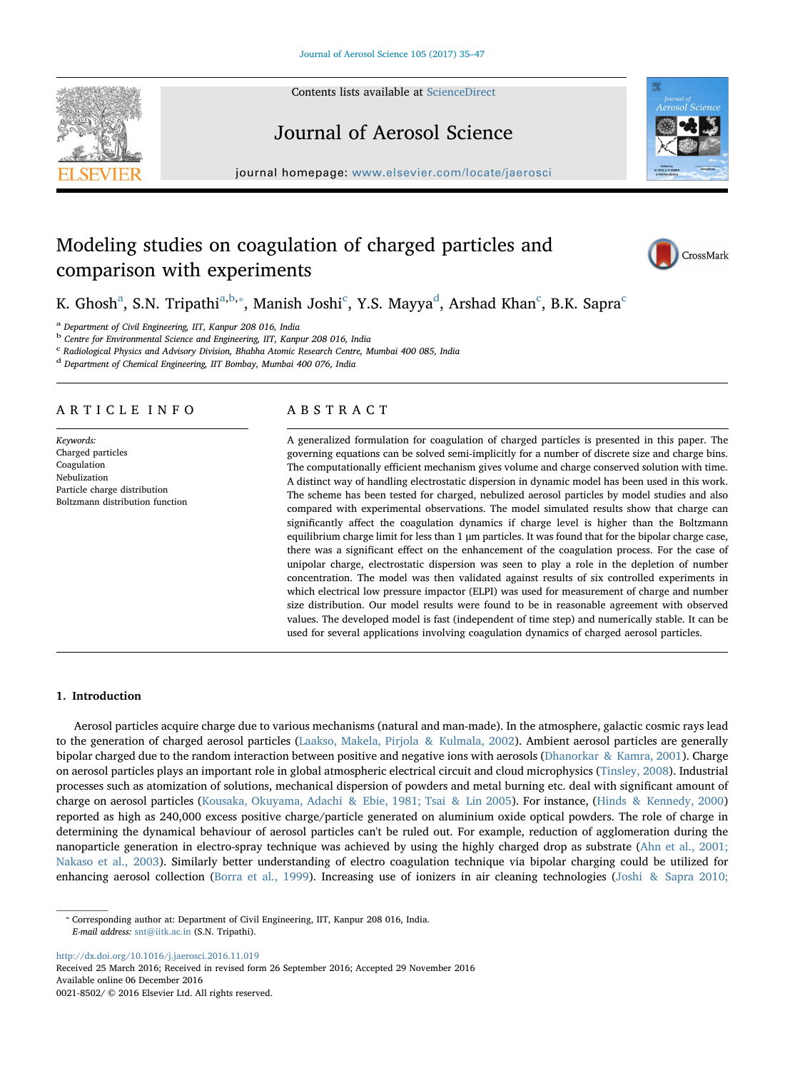# Modeling studies on coagulation of charged particles and comparison with experiments

K. Ghosh[a], S.N. Tripathi[a,b,*], Manish Joshi[c], Y.S. Mayya[d], Arshad Khan[c], B.K. Sapra[c]

[a] Department of Civil Engineering, IIT, Kanpur 208 016, India
[b] Centre for Environmental Science and Engineering, IIT, Kanpur 208 016, India
[c] Radiological Physics and Advisory Division, Bhabha Atomic Research Centre, Mumbai 400 085, India
[d] Department of Chemical Engineering, IIT Bombay, Mumbai 400 076, India

## ARTICLE INFO

*Keywords:*
Charged particles
Coagulation
Nebulization
Particle charge distribution
Boltzmann distribution function

## ABSTRACT

A generalized formulation for coagulation of charged particles is presented in this paper. The governing equations can be solved semi-implicitly for a number of discrete size and charge bins. The computationally efficient mechanism gives volume and charge conserved solution with time. A distinct way of handling electrostatic dispersion in dynamic model has been used in this work. The scheme has been tested for charged, nebulized aerosol particles by model studies and also compared with experimental observations. The model simulated results show that charge can significantly affect the coagulation dynamics if charge level is higher than the Boltzmann equilibrium charge limit for less than 1 µm particles. It was found that for the bipolar charge case, there was a significant effect on the enhancement of the coagulation process. For the case of unipolar charge, electrostatic dispersion was seen to play a role in the depletion of number concentration. The model was then validated against results of six controlled experiments in which electrical low pressure impactor (ELPI) was used for measurement of charge and number size distribution. Our model results were found to be in reasonable agreement with observed values. The developed model is fast (independent of time step) and numerically stable. It can be used for several applications involving coagulation dynamics of charged aerosol particles.

## 1. Introduction

Aerosol particles acquire charge due to various mechanisms (natural and man-made). In the atmosphere, galactic cosmic rays lead to the generation of charged aerosol particles (Laakso, Makela, Pirjola & Kulmala, 2002). Ambient aerosol particles are generally bipolar charged due to the random interaction between positive and negative ions with aerosols (Dhanorkar & Kamra, 2001). Charge on aerosol particles plays an important role in global atmospheric electrical circuit and cloud microphysics (Tinsley, 2008). Industrial processes such as atomization of solutions, mechanical dispersion of powders and metal burning etc. deal with significant amount of charge on aerosol particles (Kousaka, Okuyama, Adachi & Ebie, 1981; Tsai & Lin 2005). For instance, (Hinds & Kennedy, 2000) reported as high as 240,000 excess positive charge/particle generated on aluminium oxide optical powders. The role of charge in determining the dynamical behaviour of aerosol particles can't be ruled out. For example, reduction of agglomeration during the nanoparticle generation in electro-spray technique was achieved by using the highly charged drop as substrate (Ahn et al., 2001; Nakaso et al., 2003). Similarly better understanding of electro coagulation technique via bipolar charging could be utilized for enhancing aerosol collection (Borra et al., 1999). Increasing use of ionizers in air cleaning technologies (Joshi & Sapra 2010;

---

* Corresponding author at: Department of Civil Engineering, IIT, Kanpur 208 016, India.
*E-mail address:* snt@iitk.ac.in (S.N. Tripathi).

http://dx.doi.org/10.1016/j.jaerosci.2016.11.019
Received 25 March 2016; Received in revised form 26 September 2016; Accepted 29 November 2016
Available online 06 December 2016
0021-8502/ © 2016 Elsevier Ltd. All rights reserved.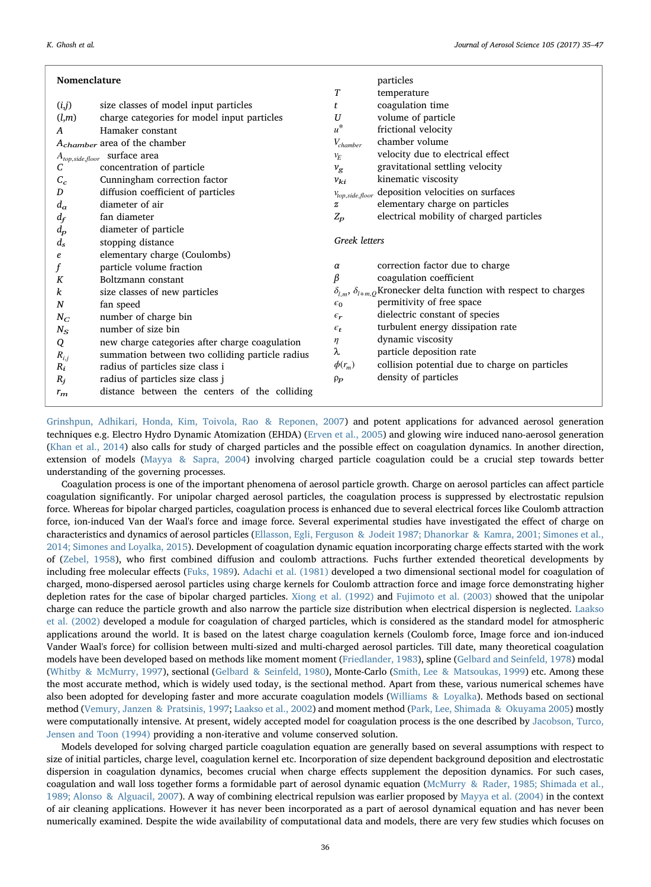## Nomenclature

| Symbol | Description |
|---|---|
| $(i,j)$ | size classes of model input particles |
| $(l,m)$ | charge categories for model input particles |
| $A$ | Hamaker constant |
| $A_{chamber}$ | area of the chamber |
| $A_{top,side,floor}$ | surface area |
| $C$ | concentration of particle |
| $C_c$ | Cunningham correction factor |
| $D$ | diffusion coefficient of particles |
| $d_a$ | diameter of air |
| $d_f$ | fan diameter |
| $d_p$ | diameter of particle |
| $d_s$ | stopping distance |
| $e$ | elementary charge (Coulombs) |
| $f$ | particle volume fraction |
| $K$ | Boltzmann constant |
| $k$ | size classes of new particles |
| $N$ | fan speed |
| $N_C$ | number of charge bin |
| $N_S$ | number of size bin |
| $Q$ | new charge categories after charge coagulation |
| $R_{i,j}$ | summation between two colliding particle radius |
| $R_i$ | radius of particles size class i |
| $R_j$ | radius of particles size class j |
| $r_m$ | distance between the centers of the colliding particles |
| $T$ | temperature |
| $t$ | coagulation time |
| $U$ | volume of particle |
| $u^*$ | frictional velocity |
| $V_{chamber}$ | chamber volume |
| $v_E$ | velocity due to electrical effect |
| $v_g$ | gravitational settling velocity |
| $v_{ki}$ | kinematic viscosity |
| $v_{top,side,floor}$ | deposition velocities on surfaces |
| $z$ | elementary charge on particles |
| $Z_P$ | electrical mobility of charged particles |

*Greek letters*

| Symbol | Description |
|---|---|
| $\alpha$ | correction factor due to charge |
| $\beta$ | coagulation coefficient |
| $\delta_{l,m}$, $\delta_{l+m,Q}$ | Kronecker delta function with respect to charges |
| $\epsilon_0$ | permitivity of free space |
| $\epsilon_r$ | dielectric constant of species |
| $\epsilon_t$ | turbulent energy dissipation rate |
| $\eta$ | dynamic viscosity |
| $\lambda$ | particle deposition rate |
| $\phi(r_m)$ | collision potential due to charge on particles |
| $\rho_P$ | density of particles |

Grinshpun, Adhikari, Honda, Kim, Toivola, Rao & Reponen, 2007) and potent applications for advanced aerosol generation techniques e.g. Electro Hydro Dynamic Atomization (EHDA) (Erven et al., 2005) and glowing wire induced nano-aerosol generation (Khan et al., 2014) also calls for study of charged particles and the possible effect on coagulation dynamics. In another direction, extension of models (Mayya & Sapra, 2004) involving charged particle coagulation could be a crucial step towards better understanding of the governing processes.

Coagulation process is one of the important phenomena of aerosol particle growth. Charge on aerosol particles can affect particle coagulation significantly. For unipolar charged aerosol particles, the coagulation process is suppressed by electrostatic repulsion force. Whereas for bipolar charged particles, coagulation process is enhanced due to several electrical forces like Coulomb attraction force, ion-induced Van der Waal's force and image force. Several experimental studies have investigated the effect of charge on characteristics and dynamics of aerosol particles (Ellasson, Egli, Ferguson & Jodeit 1987; Dhanorkar & Kamra, 2001; Simones et al., 2014; Simones and Loyalka, 2015). Development of coagulation dynamic equation incorporating charge effects started with the work of (Zebel, 1958), who first combined diffusion and coulomb attractions. Fuchs further extended theoretical developments by including free molecular effects (Fuks, 1989). Adachi et al. (1981) developed a two dimensional sectional model for coagulation of charged, mono-dispersed aerosol particles using charge kernels for Coulomb attraction force and image force demonstrating higher depletion rates for the case of bipolar charged particles. Xiong et al. (1992) and Fujimoto et al. (2003) showed that the unipolar charge can reduce the particle growth and also narrow the particle size distribution when electrical dispersion is neglected. Laakso et al. (2002) developed a module for coagulation of charged particles, which is considered as the standard model for atmospheric applications around the world. It is based on the latest charge coagulation kernels (Coulomb force, Image force and ion-induced Vander Waal's force) for collision between multi-sized and multi-charged aerosol particles. Till date, many theoretical coagulation models have been developed based on methods like moment moment (Friedlander, 1983), spline (Gelbard and Seinfeld, 1978) modal (Whitby & McMurry, 1997), sectional (Gelbard & Seinfeld, 1980), Monte-Carlo (Smith, Lee & Matsoukas, 1999) etc. Among these the most accurate method, which is widely used today, is the sectional method. Apart from these, various numerical schemes have also been adopted for developing faster and more accurate coagulation models (Williams & Loyalka). Methods based on sectional method (Vemury, Janzen & Pratsinis, 1997; Laakso et al., 2002) and moment method (Park, Lee, Shimada & Okuyama 2005) mostly were computationally intensive. At present, widely accepted model for coagulation process is the one described by Jacobson, Turco, Jensen and Toon (1994) providing a non-iterative and volume conserved solution.

Models developed for solving charged particle coagulation equation are generally based on several assumptions with respect to size of initial particles, charge level, coagulation kernel etc. Incorporation of size dependent background deposition and electrostatic dispersion in coagulation dynamics, becomes crucial when charge effects supplement the deposition dynamics. For such cases, coagulation and wall loss together forms a formidable part of aerosol dynamic equation (McMurry & Rader, 1985; Shimada et al., 1989; Alonso & Alguacil, 2007). A way of combining electrical repulsion was earlier proposed by Mayya et al. (2004) in the context of air cleaning applications. However it has never been incorporated as a part of aerosol dynamical equation and has never been numerically examined. Despite the wide availability of computational data and models, there are very few studies which focuses on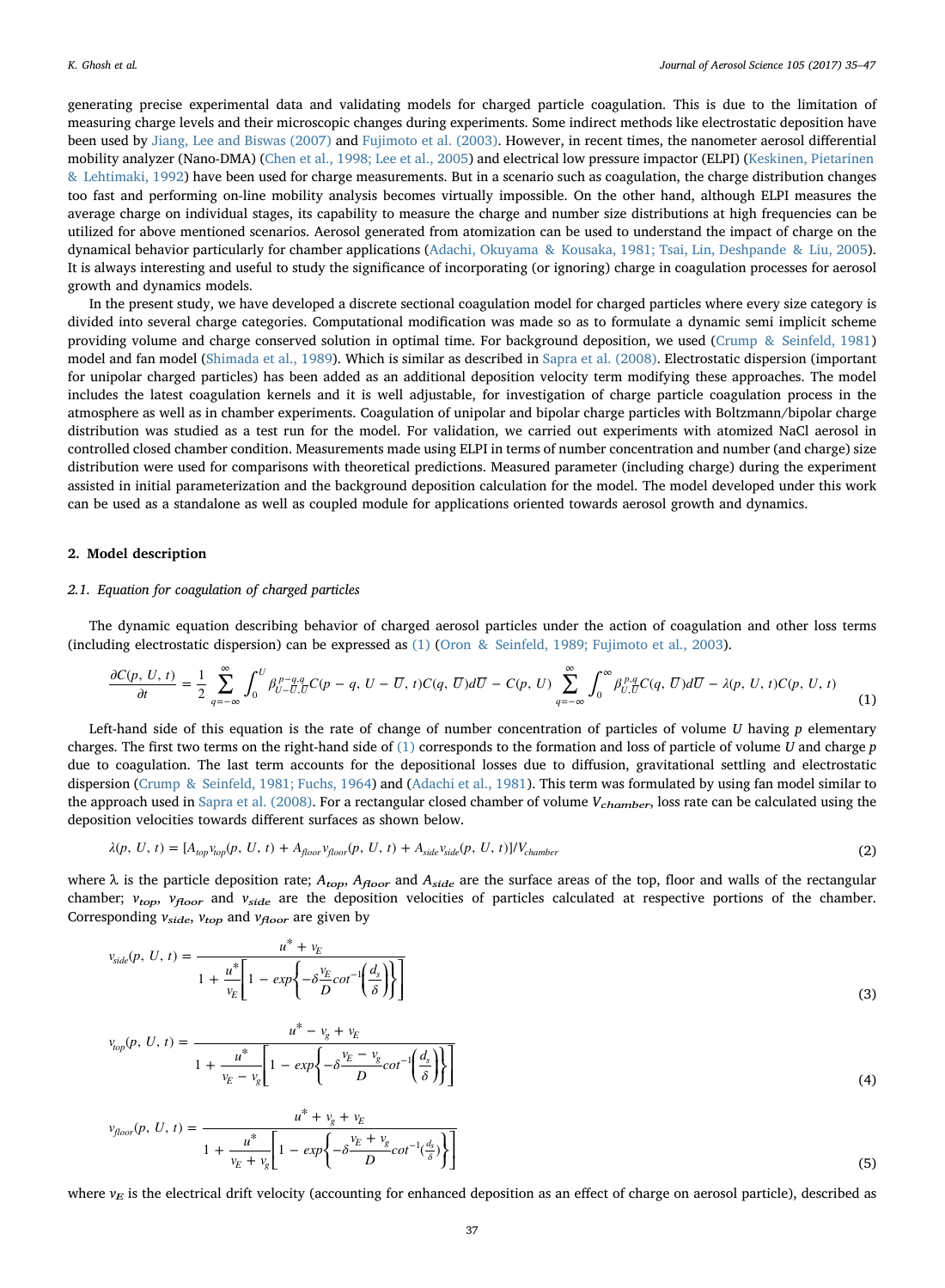generating precise experimental data and validating models for charged particle coagulation. This is due to the limitation of measuring charge levels and their microscopic changes during experiments. Some indirect methods like electrostatic deposition have been used by Jiang, Lee and Biswas (2007) and Fujimoto et al. (2003). However, in recent times, the nanometer aerosol differential mobility analyzer (Nano-DMA) (Chen et al., 1998; Lee et al., 2005) and electrical low pressure impactor (ELPI) (Keskinen, Pietarinen & Lehtimaki, 1992) have been used for charge measurements. But in a scenario such as coagulation, the charge distribution changes too fast and performing on-line mobility analysis becomes virtually impossible. On the other hand, although ELPI measures the average charge on individual stages, its capability to measure the charge and number size distributions at high frequencies can be utilized for above mentioned scenarios. Aerosol generated from atomization can be used to understand the impact of charge on the dynamical behavior particularly for chamber applications (Adachi, Okuyama & Kousaka, 1981; Tsai, Lin, Deshpande & Liu, 2005). It is always interesting and useful to study the significance of incorporating (or ignoring) charge in coagulation processes for aerosol growth and dynamics models.

In the present study, we have developed a discrete sectional coagulation model for charged particles where every size category is divided into several charge categories. Computational modification was made so as to formulate a dynamic semi implicit scheme providing volume and charge conserved solution in optimal time. For background deposition, we used (Crump & Seinfeld, 1981) model and fan model (Shimada et al., 1989). Which is similar as described in Sapra et al. (2008). Electrostatic dispersion (important for unipolar charged particles) has been added as an additional deposition velocity term modifying these approaches. The model includes the latest coagulation kernels and it is well adjustable, for investigation of charge particle coagulation process in the atmosphere as well as in chamber experiments. Coagulation of unipolar and bipolar charge particles with Boltzmann/bipolar charge distribution was studied as a test run for the model. For validation, we carried out experiments with atomized NaCl aerosol in controlled closed chamber condition. Measurements made using ELPI in terms of number concentration and number (and charge) size distribution were used for comparisons with theoretical predictions. Measured parameter (including charge) during the experiment assisted in initial parameterization and the background deposition calculation for the model. The model developed under this work can be used as a standalone as well as coupled module for applications oriented towards aerosol growth and dynamics.

## 2. Model description

### 2.1. Equation for coagulation of charged particles

The dynamic equation describing behavior of charged aerosol particles under the action of coagulation and other loss terms (including electrostatic dispersion) can be expressed as (1) (Oron & Seinfeld, 1989; Fujimoto et al., 2003).

$$\frac{\partial C(p,U,t)}{\partial t} = \frac{1}{2}\sum_{q=-\infty}^{\infty}\int_0^U \beta_{U-\overline{U},\overline{U}}^{p-q,q} C(p-q, U-\overline{U}, t)C(q,\overline{U})d\overline{U} - C(p,U)\sum_{q=-\infty}^{\infty}\int_0^{\infty}\beta_{U,\overline{U}}^{p,q}C(q,\overline{U})d\overline{U} - \lambda(p,U,t)C(p,U,t) \tag{1}$$

Left-hand side of this equation is the rate of change of number concentration of particles of volume $U$ having $p$ elementary charges. The first two terms on the right-hand side of (1) corresponds to the formation and loss of particle of volume $U$ and charge $p$ due to coagulation. The last term accounts for the depositional losses due to diffusion, gravitational settling and electrostatic dispersion (Crump & Seinfeld, 1981; Fuchs, 1964) and (Adachi et al., 1981). This term was formulated by using fan model similar to the approach used in Sapra et al. (2008). For a rectangular closed chamber of volume $V_{chamber}$, loss rate can be calculated using the deposition velocities towards different surfaces as shown below.

$$\lambda(p,U,t) = [A_{top}v_{top}(p,U,t) + A_{floor}v_{floor}(p,U,t) + A_{side}v_{side}(p,U,t)]/V_{chamber} \tag{2}$$

where $\lambda$ is the particle deposition rate; $A_{top}$, $A_{floor}$ and $A_{side}$ are the surface areas of the top, floor and walls of the rectangular chamber; $v_{top}$, $v_{floor}$ and $v_{side}$ are the deposition velocities of particles calculated at respective portions of the chamber. Corresponding $v_{side}$, $v_{top}$ and $v_{floor}$ are given by

$$v_{side}(p,U,t) = \frac{u^* + v_E}{1 + \frac{u^*}{v_E}\left[1 - exp\left\{-\delta\frac{v_E}{D}cot^{-1}\left(\frac{d_s}{\delta}\right)\right\}\right]} \tag{3}$$

$$v_{top}(p,U,t) = \frac{u^* - v_g + v_E}{1 + \frac{u^*}{v_E - v_g}\left[1 - exp\left\{-\delta\frac{v_E - v_g}{D}cot^{-1}\left(\frac{d_s}{\delta}\right)\right\}\right]} \tag{4}$$

$$v_{floor}(p,U,t) = \frac{u^* + v_g + v_E}{1 + \frac{u^*}{v_E + v_g}\left[1 - exp\left\{-\delta\frac{v_E + v_g}{D}cot^{-1}\left(\frac{d_s}{\delta}\right)\right\}\right]} \tag{5}$$

where $v_E$ is the electrical drift velocity (accounting for enhanced deposition as an effect of charge on aerosol particle), described as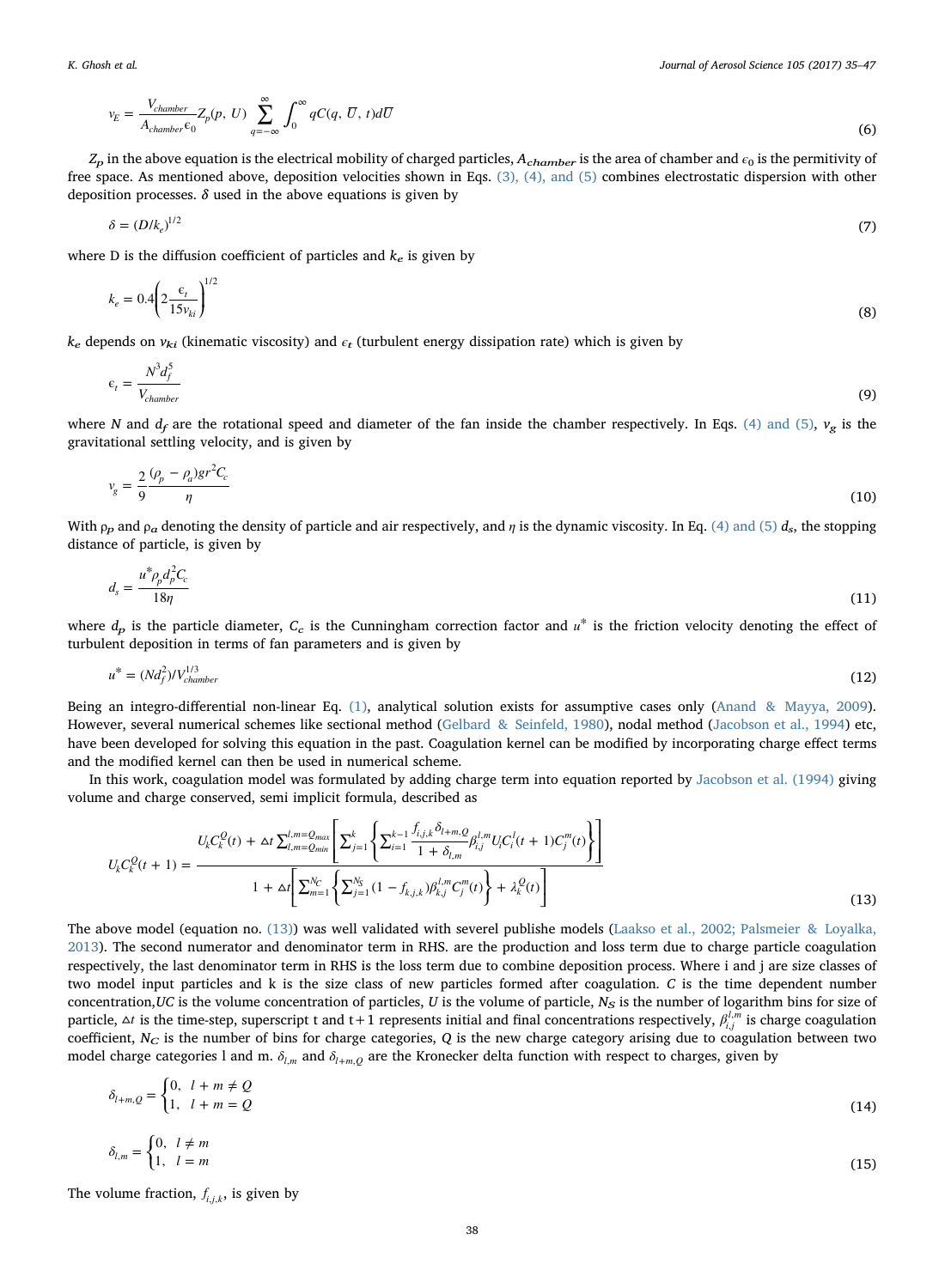$$v_E = \frac{V_{chamber}}{A_{chamber}\epsilon_0} Z_p(p, U) \sum_{q=-\infty}^{\infty} \int_0^{\infty} qC(q, \overline{U}, t) d\overline{U} \tag{6}$$

$Z_p$ in the above equation is the electrical mobility of charged particles, $A_{chamber}$ is the area of chamber and $\epsilon_0$ is the permitivity of free space. As mentioned above, deposition velocities shown in Eqs. (3), (4), and (5) combines electrostatic dispersion with other deposition processes. $\delta$ used in the above equations is given by

$$\delta = (D/k_e)^{1/2} \tag{7}$$

where D is the diffusion coefficient of particles and $k_e$ is given by

$$k_e = 0.4\left(2\frac{\epsilon_t}{15 v_{ki}}\right)^{1/2} \tag{8}$$

$k_e$ depends on $v_{ki}$ (kinematic viscosity) and $\epsilon_t$ (turbulent energy dissipation rate) which is given by

$$\epsilon_t = \frac{N^3 d_f^5}{V_{chamber}} \tag{9}$$

where $N$ and $d_f$ are the rotational speed and diameter of the fan inside the chamber respectively. In Eqs. (4) and (5), $v_g$ is the gravitational settling velocity, and is given by

$$v_g = \frac{2}{9}\frac{(\rho_p - \rho_a) g r^2 C_c}{\eta} \tag{10}$$

With $\rho_p$ and $\rho_a$ denoting the density of particle and air respectively, and $\eta$ is the dynamic viscosity. In Eq. (4) and (5) $d_s$, the stopping distance of particle, is given by

$$d_s = \frac{u^* \rho_p d_p^2 C_c}{18\eta} \tag{11}$$

where $d_p$ is the particle diameter, $C_c$ is the Cunningham correction factor and $u^*$ is the friction velocity denoting the effect of turbulent deposition in terms of fan parameters and is given by

$$u^* = (N d_f^2)/V_{chamber}^{1/3} \tag{12}$$

Being an integro-differential non-linear Eq. (1), analytical solution exists for assumptive cases only (Anand & Mayya, 2009). However, several numerical schemes like sectional method (Gelbard & Seinfeld, 1980), nodal method (Jacobson et al., 1994) etc, have been developed for solving this equation in the past. Coagulation kernel can be modified by incorporating charge effect terms and the modified kernel can then be used in numerical scheme.

In this work, coagulation model was formulated by adding charge term into equation reported by Jacobson et al. (1994) giving volume and charge conserved, semi implicit formula, described as

$$U_k C_k^Q(t+1) = \frac{U_k C_k^Q(t) + \triangle t \sum_{l,m=Q_{min}}^{l,m=Q_{max}} \left[\sum_{j=1}^{k}\left\{\sum_{i=1}^{k-1} \frac{f_{i,j,k}\,\delta_{l+m,Q}}{1+\delta_{l,m}} \beta_{i,j}^{l,m} U_i C_i^l(t+1) C_j^m(t)\right\}\right]}{1 + \triangle t\left[\sum_{m=1}^{N_C}\left\{\sum_{j=1}^{N_S}(1 - f_{k,j,k})\beta_{k,j}^{l,m} C_j^m(t)\right\} + \lambda_k^Q(t)\right]} \tag{13}$$

The above model (equation no. (13)) was well validated with severel publishe models (Laakso et al., 2002; Palsmeier & Loyalka, 2013). The second numerator and denominator term in RHS. are the production and loss term due to charge particle coagulation respectively, the last denominator term in RHS is the loss term due to combine deposition process. Where i and j are size classes of two model input particles and k is the size class of new particles formed after coagulation. $C$ is the time dependent number concentration,$UC$ is the volume concentration of particles, $U$ is the volume of particle, $N_S$ is the number of logarithm bins for size of particle, $\triangle t$ is the time-step, superscript t and t+1 represents initial and final concentrations respectively, $\beta_{i,j}^{l,m}$ is charge coagulation coefficient, $N_C$ is the number of bins for charge categories, $Q$ is the new charge category arising due to coagulation between two model charge categories l and m. $\delta_{l,m}$ and $\delta_{l+m,Q}$ are the Kronecker delta function with respect to charges, given by

$$\delta_{l+m,Q} = \begin{cases} 0, & l+m \neq Q \\ 1, & l+m = Q \end{cases} \tag{14}$$

$$\delta_{l,m} = \begin{cases} 0, & l \neq m \\ 1, & l = m \end{cases} \tag{15}$$

The volume fraction, $f_{i,j,k}$, is given by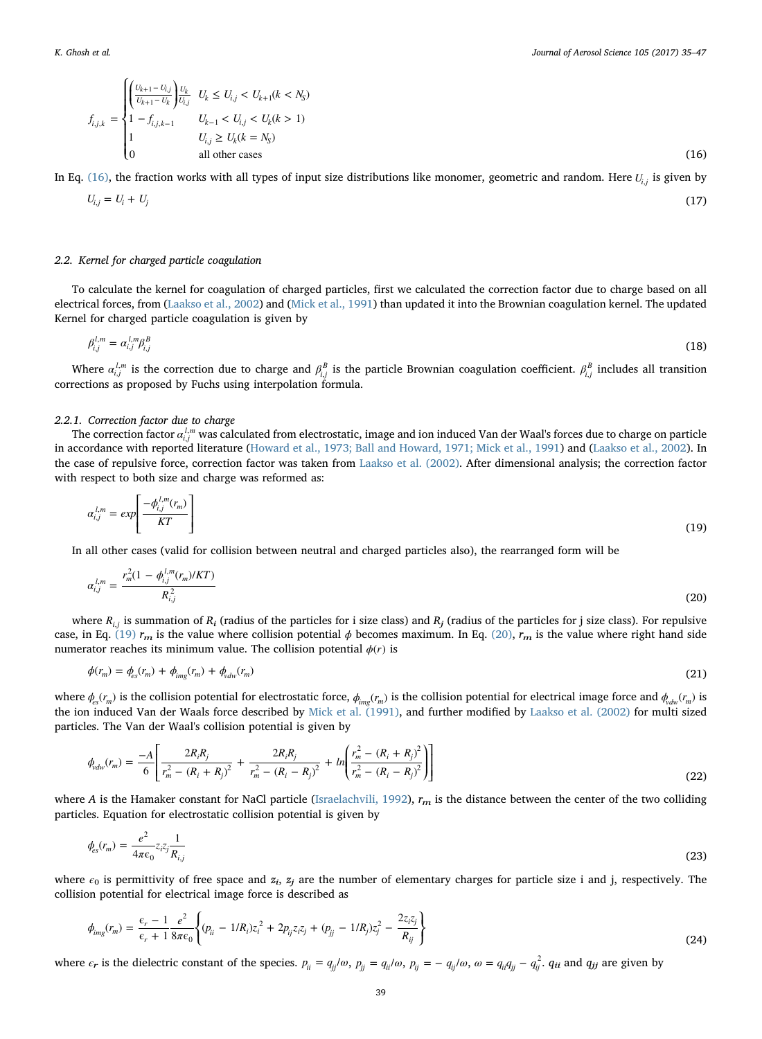$$f_{i,j,k} = \begin{cases} \left(\frac{U_{k+1} - U_{i,j}}{U_{k+1} - U_k}\right)\frac{U_k}{U_{i,j}} & U_k \le U_{i,j} < U_{k+1}(k < N_S) \\ 1 - f_{i,j,k-1} & U_{k-1} < U_{i,j} < U_k(k > 1) \\ 1 & U_{i,j} \ge U_k(k = N_S) \\ 0 & \text{all other cases} \end{cases} \tag{16}$$

In Eq. (16), the fraction works with all types of input size distributions like monomer, geometric and random. Here $U_{i,j}$ is given by

$$U_{i,j} = U_i + U_j \tag{17}$$

### 2.2. Kernel for charged particle coagulation

To calculate the kernel for coagulation of charged particles, first we calculated the correction factor due to charge based on all electrical forces, from (Laakso et al., 2002) and (Mick et al., 1991) than updated it into the Brownian coagulation kernel. The updated Kernel for charged particle coagulation is given by

$$\beta_{i,j}^{l,m} = \alpha_{i,j}^{l,m}\beta_{i,j}^{B} \tag{18}$$

Where $\alpha_{i,j}^{l,m}$ is the correction due to charge and $\beta_{i,j}^{B}$ is the particle Brownian coagulation coefficient. $\beta_{i,j}^{B}$ includes all transition corrections as proposed by Fuchs using interpolation formula.

#### 2.2.1. Correction factor due to charge

The correction factor $\alpha_{i,j}^{l,m}$ was calculated from electrostatic, image and ion induced Van der Waal's forces due to charge on particle in accordance with reported literature (Howard et al., 1973; Ball and Howard, 1971; Mick et al., 1991) and (Laakso et al., 2002). In the case of repulsive force, correction factor was taken from Laakso et al. (2002). After dimensional analysis; the correction factor with respect to both size and charge was reformed as:

$$\alpha_{i,j}^{l,m} = exp\left[\frac{-\phi_{i,j}^{l,m}(r_m)}{KT}\right] \tag{19}$$

In all other cases (valid for collision between neutral and charged particles also), the rearranged form will be

$$\alpha_{i,j}^{l,m} = \frac{r_m^2(1 - \phi_{i,j}^{l,m}(r_m)/KT)}{R_{i,j}^2} \tag{20}$$

where $R_{i,j}$ is summation of $R_i$ (radius of the particles for i size class) and $R_j$ (radius of the particles for j size class). For repulsive case, in Eq. (19) $r_m$ is the value where collision potential $\phi$ becomes maximum. In Eq. (20), $r_m$ is the value where right hand side numerator reaches its minimum value. The collision potential $\phi(r)$ is

$$\phi(r_m) = \phi_{es}(r_m) + \phi_{img}(r_m) + \phi_{vdw}(r_m) \tag{21}$$

where $\phi_{es}(r_m)$ is the collision potential for electrostatic force, $\phi_{img}(r_m)$ is the collision potential for electrical image force and $\phi_{vdw}(r_m)$ is the ion induced Van der Waals force described by Mick et al. (1991), and further modified by Laakso et al. (2002) for multi sized particles. The Van der Waal's collision potential is given by

$$\phi_{vdw}(r_m) = \frac{-A}{6}\left[\frac{2R_iR_j}{r_m^2 - (R_i + R_j)^2} + \frac{2R_iR_j}{r_m^2 - (R_i - R_j)^2} + ln\left(\frac{r_m^2 - (R_i + R_j)^2}{r_m^2 - (R_i - R_j)^2}\right)\right] \tag{22}$$

where $A$ is the Hamaker constant for NaCl particle (Israelachvili, 1992), $r_m$ is the distance between the center of the two colliding particles. Equation for electrostatic collision potential is given by

$$\phi_{es}(r_m) = \frac{e^2}{4\pi\epsilon_0}z_iz_j\frac{1}{R_{i,j}} \tag{23}$$

where $\epsilon_0$ is permittivity of free space and $z_i$, $z_j$ are the number of elementary charges for particle size i and j, respectively. The collision potential for electrical image force is described as

$$\phi_{img}(r_m) = \frac{\epsilon_r - 1}{\epsilon_r + 1}\frac{e^2}{8\pi\epsilon_0}\left\{(p_{ii} - 1/R_i)z_i^2 + 2p_{ij}z_iz_j + (p_{jj} - 1/R_j)z_j^2 - \frac{2z_iz_j}{R_{ij}}\right\} \tag{24}$$

where $\epsilon_r$ is the dielectric constant of the species. $p_{ii} = q_{jj}/\omega$, $p_{jj} = q_{ii}/\omega$, $p_{ij} = -q_{ij}/\omega$, $\omega = q_{ii}q_{jj} - q_{ij}^2$. $q_{ii}$ and $q_{jj}$ are given by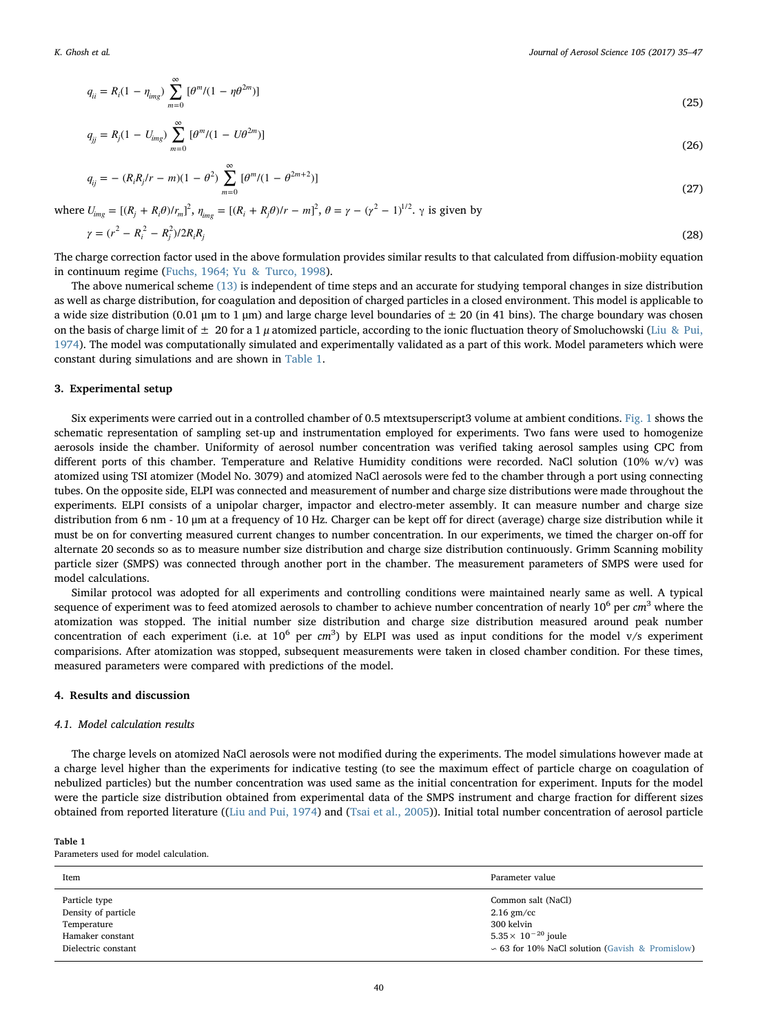$$q_{ii} = R_i(1 - \eta_{img}) \sum_{m=0}^{\infty} [\theta^m/(1 - \eta\theta^{2m})] \tag{25}$$

$$q_{jj} = R_j(1 - U_{img}) \sum_{m=0}^{\infty} [\theta^m/(1 - U\theta^{2m})] \tag{26}$$

$$q_{ij} = -(R_i R_j/r - m)(1 - \theta^2) \sum_{m=0}^{\infty} [\theta^m/(1 - \theta^{2m+2})] \tag{27}$$

where $U_{img} = [(R_j + R_i\theta)/r_m]^2$, $\eta_{img} = [(R_i + R_j\theta)/r - m]^2$, $\theta = \gamma - (\gamma^2 - 1)^{1/2}$. γ is given by

$$\gamma = (r^2 - R_i^2 - R_j^2)/2R_iR_j \tag{28}$$

The charge correction factor used in the above formulation provides similar results to that calculated from diffusion-mobiity equation in continuum regime (Fuchs, 1964; Yu & Turco, 1998).

The above numerical scheme (13) is independent of time steps and an accurate for studying temporal changes in size distribution as well as charge distribution, for coagulation and deposition of charged particles in a closed environment. This model is applicable to a wide size distribution (0.01 μm to 1 μm) and large charge level boundaries of ± 20 (in 41 bins). The charge boundary was chosen on the basis of charge limit of ± 20 for a 1 μ atomized particle, according to the ionic fluctuation theory of Smoluchowski (Liu & Pui, 1974). The model was computationally simulated and experimentally validated as a part of this work. Model parameters which were constant during simulations and are shown in Table 1.

## 3. Experimental setup

Six experiments were carried out in a controlled chamber of 0.5 mtextsuperscript3 volume at ambient conditions. Fig. 1 shows the schematic representation of sampling set-up and instrumentation employed for experiments. Two fans were used to homogenize aerosols inside the chamber. Uniformity of aerosol number concentration was verified taking aerosol samples using CPC from different ports of this chamber. Temperature and Relative Humidity conditions were recorded. NaCl solution (10% w/v) was atomized using TSI atomizer (Model No. 3079) and atomized NaCl aerosols were fed to the chamber through a port using connecting tubes. On the opposite side, ELPI was connected and measurement of number and charge size distributions were made throughout the experiments. ELPI consists of a unipolar charger, impactor and electro-meter assembly. It can measure number and charge size distribution from 6 nm - 10 μm at a frequency of 10 Hz. Charger can be kept off for direct (average) charge size distribution while it must be on for converting measured current changes to number concentration. In our experiments, we timed the charger on-off for alternate 20 seconds so as to measure number size distribution and charge size distribution continuously. Grimm Scanning mobility particle sizer (SMPS) was connected through another port in the chamber. The measurement parameters of SMPS were used for model calculations.

Similar protocol was adopted for all experiments and controlling conditions were maintained nearly same as well. A typical sequence of experiment was to feed atomized aerosols to chamber to achieve number concentration of nearly $10^6$ per $cm^3$ where the atomization was stopped. The initial number size distribution and charge size distribution measured around peak number concentration of each experiment (i.e. at $10^6$ per $cm^3$) by ELPI was used as input conditions for the model v/s experiment comparisions. After atomization was stopped, subsequent measurements were taken in closed chamber condition. For these times, measured parameters were compared with predictions of the model.

## 4. Results and discussion

### 4.1. Model calculation results

The charge levels on atomized NaCl aerosols were not modified during the experiments. The model simulations however made at a charge level higher than the experiments for indicative testing (to see the maximum effect of particle charge on coagulation of nebulized particles) but the number concentration was used same as the initial concentration for experiment. Inputs for the model were the particle size distribution obtained from experimental data of the SMPS instrument and charge fraction for different sizes obtained from reported literature ((Liu and Pui, 1974) and (Tsai et al., 2005)). Initial total number concentration of aerosol particle

**Table 1**
Parameters used for model calculation.

| Item | Parameter value |
|---|---|
| Particle type | Common salt (NaCl) |
| Density of particle | 2.16 gm/cc |
| Temperature | 300 kelvin |
| Hamaker constant | $5.35 \times 10^{-20}$ joule |
| Dielectric constant | ∽ 63 for 10% NaCl solution (Gavish & Promislow) |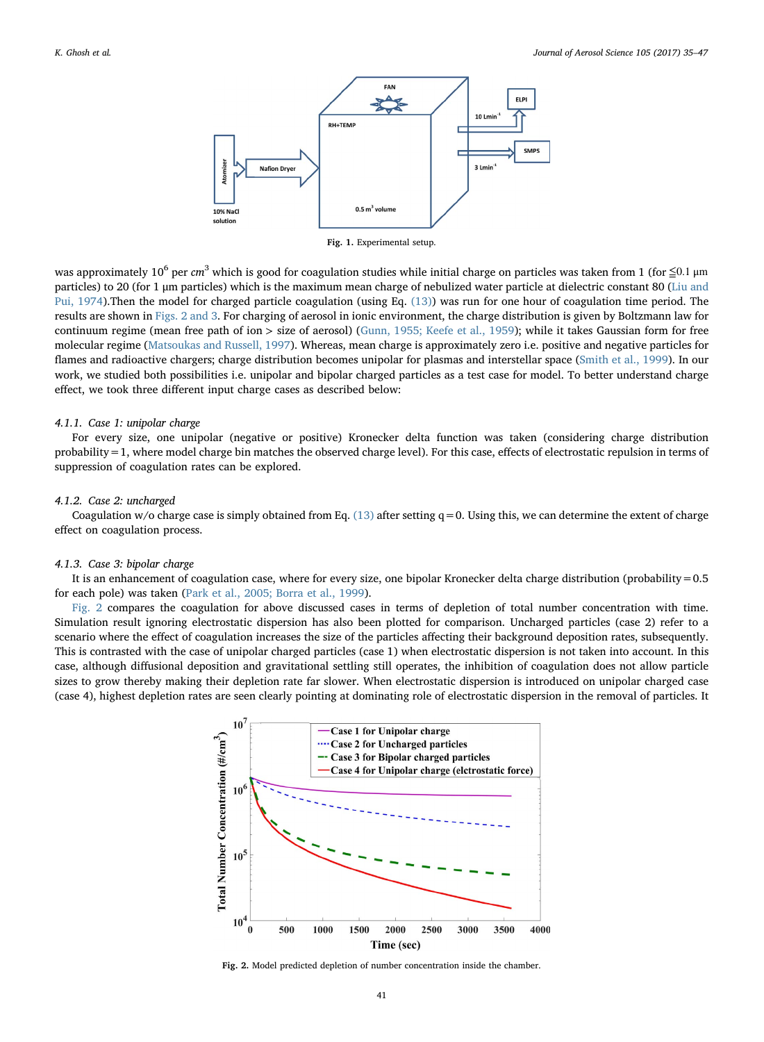Fig. 1. Experimental setup.

was approximately $10^6$ per $cm^3$ which is good for coagulation studies while initial charge on particles was taken from 1 (for ≦0.1 µm particles) to 20 (for 1 µm particles) which is the maximum mean charge of nebulized water particle at dielectric constant 80 (Liu and Pui, 1974).Then the model for charged particle coagulation (using Eq. (13)) was run for one hour of coagulation time period. The results are shown in Figs. 2 and 3. For charging of aerosol in ionic environment, the charge distribution is given by Boltzmann law for continuum regime (mean free path of ion > size of aerosol) (Gunn, 1955; Keefe et al., 1959); while it takes Gaussian form for free molecular regime (Matsoukas and Russell, 1997). Whereas, mean charge is approximately zero i.e. positive and negative particles for flames and radioactive chargers; charge distribution becomes unipolar for plasmas and interstellar space (Smith et al., 1999). In our work, we studied both possibilities i.e. unipolar and bipolar charged particles as a test case for model. To better understand charge effect, we took three different input charge cases as described below:

#### 4.1.1. Case 1: unipolar charge

For every size, one unipolar (negative or positive) Kronecker delta function was taken (considering charge distribution probability = 1, where model charge bin matches the observed charge level). For this case, effects of electrostatic repulsion in terms of suppression of coagulation rates can be explored.

#### 4.1.2. Case 2: uncharged

Coagulation w/o charge case is simply obtained from Eq. (13) after setting q = 0. Using this, we can determine the extent of charge effect on coagulation process.

#### 4.1.3. Case 3: bipolar charge

It is an enhancement of coagulation case, where for every size, one bipolar Kronecker delta charge distribution (probability = 0.5 for each pole) was taken (Park et al., 2005; Borra et al., 1999).

Fig. 2 compares the coagulation for above discussed cases in terms of depletion of total number concentration with time. Simulation result ignoring electrostatic dispersion has also been plotted for comparison. Uncharged particles (case 2) refer to a scenario where the effect of coagulation increases the size of the particles affecting their background deposition rates, subsequently. This is contrasted with the case of unipolar charged particles (case 1) when electrostatic dispersion is not taken into account. In this case, although diffusional deposition and gravitational settling still operates, the inhibition of coagulation does not allow particle sizes to grow thereby making their depletion rate far slower. When electrostatic dispersion is introduced on unipolar charged case (case 4), highest depletion rates are seen clearly pointing at dominating role of electrostatic dispersion in the removal of particles. It

Fig. 2. Model predicted depletion of number concentration inside the chamber.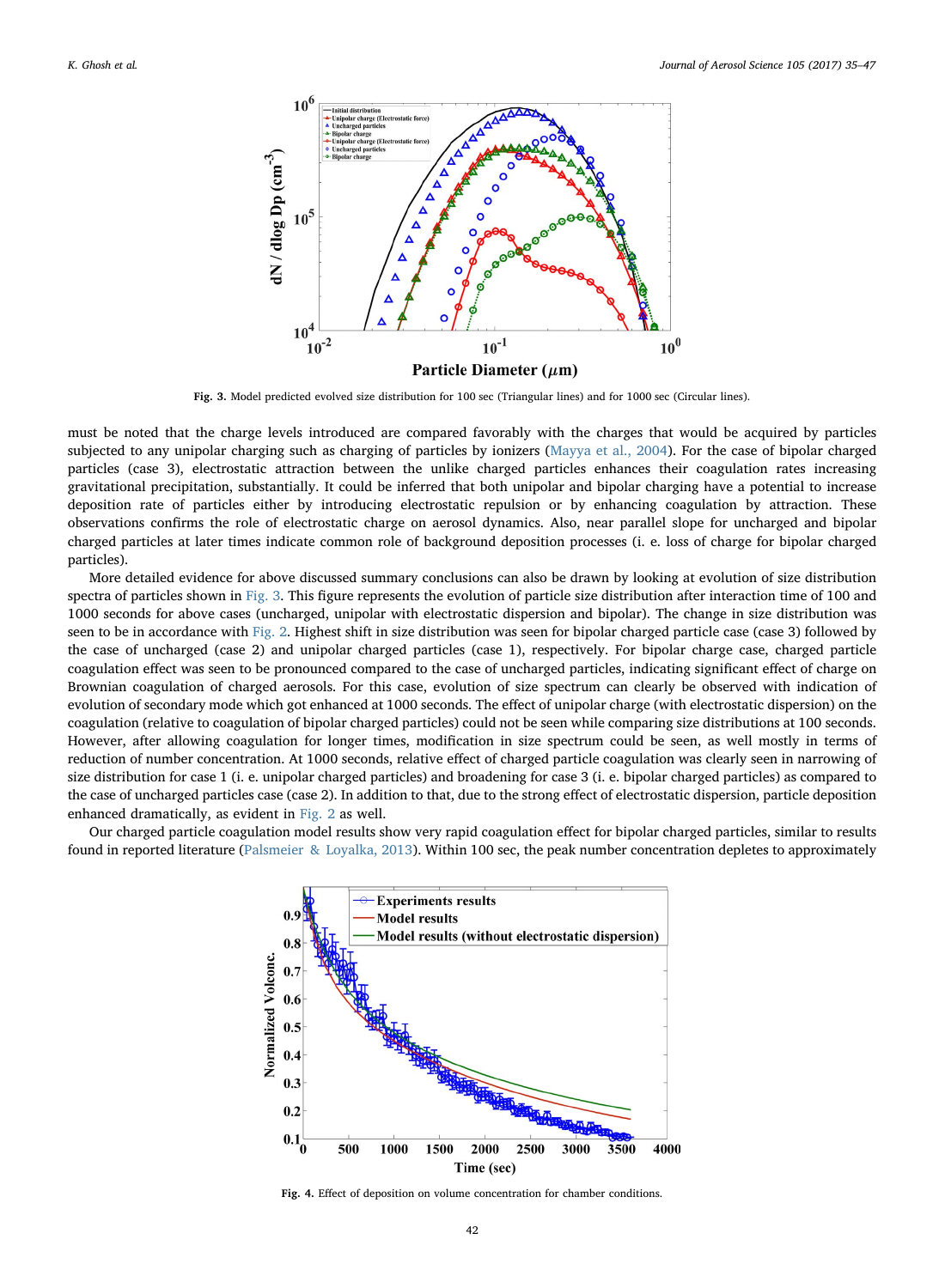Fig. 3. Model predicted evolved size distribution for 100 sec (Triangular lines) and for 1000 sec (Circular lines).

must be noted that the charge levels introduced are compared favorably with the charges that would be acquired by particles subjected to any unipolar charging such as charging of particles by ionizers (Mayya et al., 2004). For the case of bipolar charged particles (case 3), electrostatic attraction between the unlike charged particles enhances their coagulation rates increasing gravitational precipitation, substantially. It could be inferred that both unipolar and bipolar charging have a potential to increase deposition rate of particles either by introducing electrostatic repulsion or by enhancing coagulation by attraction. These observations confirms the role of electrostatic charge on aerosol dynamics. Also, near parallel slope for uncharged and bipolar charged particles at later times indicate common role of background deposition processes (i. e. loss of charge for bipolar charged particles).

More detailed evidence for above discussed summary conclusions can also be drawn by looking at evolution of size distribution spectra of particles shown in Fig. 3. This figure represents the evolution of particle size distribution after interaction time of 100 and 1000 seconds for above cases (uncharged, unipolar with electrostatic dispersion and bipolar). The change in size distribution was seen to be in accordance with Fig. 2. Highest shift in size distribution was seen for bipolar charged particle case (case 3) followed by the case of uncharged (case 2) and unipolar charged particles (case 1), respectively. For bipolar charge case, charged particle coagulation effect was seen to be pronounced compared to the case of uncharged particles, indicating significant effect of charge on Brownian coagulation of charged aerosols. For this case, evolution of size spectrum can clearly be observed with indication of evolution of secondary mode which got enhanced at 1000 seconds. The effect of unipolar charge (with electrostatic dispersion) on the coagulation (relative to coagulation of bipolar charged particles) could not be seen while comparing size distributions at 100 seconds. However, after allowing coagulation for longer times, modification in size spectrum could be seen, as well mostly in terms of reduction of number concentration. At 1000 seconds, relative effect of charged particle coagulation was clearly seen in narrowing of size distribution for case 1 (i. e. unipolar charged particles) and broadening for case 3 (i. e. bipolar charged particles) as compared to the case of uncharged particles case (case 2). In addition to that, due to the strong effect of electrostatic dispersion, particle deposition enhanced dramatically, as evident in Fig. 2 as well.

Our charged particle coagulation model results show very rapid coagulation effect for bipolar charged particles, similar to results found in reported literature (Palsmeier & Loyalka, 2013). Within 100 sec, the peak number concentration depletes to approximately

Fig. 4. Effect of deposition on volume concentration for chamber conditions.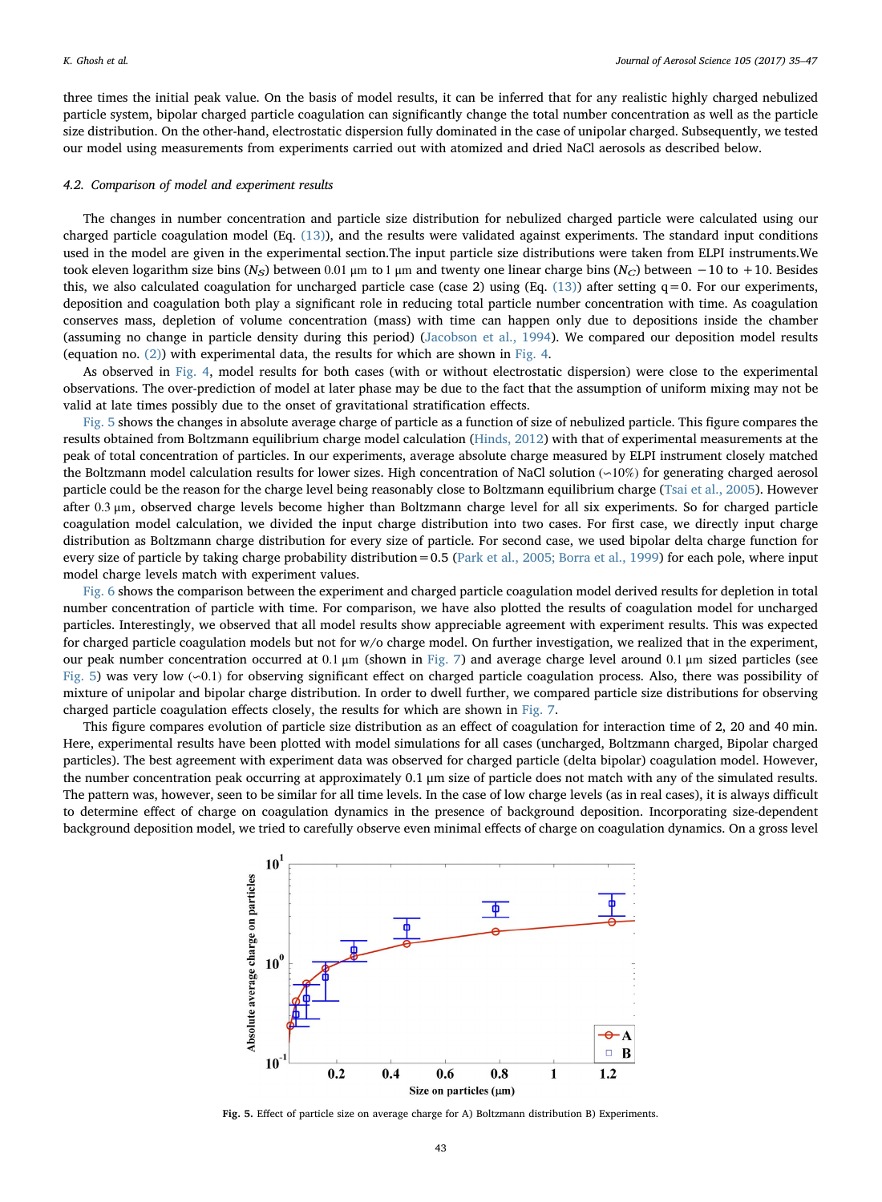three times the initial peak value. On the basis of model results, it can be inferred that for any realistic highly charged nebulized particle system, bipolar charged particle coagulation can significantly change the total number concentration as well as the particle size distribution. On the other-hand, electrostatic dispersion fully dominated in the case of unipolar charged. Subsequently, we tested our model using measurements from experiments carried out with atomized and dried NaCl aerosols as described below.

### 4.2. Comparison of model and experiment results

The changes in number concentration and particle size distribution for nebulized charged particle were calculated using our charged particle coagulation model (Eq. (13)), and the results were validated against experiments. The standard input conditions used in the model are given in the experimental section.The input particle size distributions were taken from ELPI instruments.We took eleven logarithm size bins ($N_S$) between 0.01 μm to 1 μm and twenty one linear charge bins ($N_C$) between −10 to +10. Besides this, we also calculated coagulation for uncharged particle case (case 2) using (Eq. (13)) after setting q = 0. For our experiments, deposition and coagulation both play a significant role in reducing total particle number concentration with time. As coagulation conserves mass, depletion of volume concentration (mass) with time can happen only due to depositions inside the chamber (assuming no change in particle density during this period) (Jacobson et al., 1994). We compared our deposition model results (equation no. (2)) with experimental data, the results for which are shown in Fig. 4.

As observed in Fig. 4, model results for both cases (with or without electrostatic dispersion) were close to the experimental observations. The over-prediction of model at later phase may be due to the fact that the assumption of uniform mixing may not be valid at late times possibly due to the onset of gravitational stratification effects.

Fig. 5 shows the changes in absolute average charge of particle as a function of size of nebulized particle. This figure compares the results obtained from Boltzmann equilibrium charge model calculation (Hinds, 2012) with that of experimental measurements at the peak of total concentration of particles. In our experiments, average absolute charge measured by ELPI instrument closely matched the Boltzmann model calculation results for lower sizes. High concentration of NaCl solution (∽10%) for generating charged aerosol particle could be the reason for the charge level being reasonably close to Boltzmann equilibrium charge (Tsai et al., 2005). However after 0.3 μm, observed charge levels become higher than Boltzmann charge level for all six experiments. So for charged particle coagulation model calculation, we divided the input charge distribution into two cases. For first case, we directly input charge distribution as Boltzmann charge distribution for every size of particle. For second case, we used bipolar delta charge function for every size of particle by taking charge probability distribution = 0.5 (Park et al., 2005; Borra et al., 1999) for each pole, where input model charge levels match with experiment values.

Fig. 6 shows the comparison between the experiment and charged particle coagulation model derived results for depletion in total number concentration of particle with time. For comparison, we have also plotted the results of coagulation model for uncharged particles. Interestingly, we observed that all model results show appreciable agreement with experiment results. This was expected for charged particle coagulation models but not for w/o charge model. On further investigation, we realized that in the experiment, our peak number concentration occurred at 0.1 μm (shown in Fig. 7) and average charge level around 0.1 μm sized particles (see Fig. 5) was very low (∽0.1) for observing significant effect on charged particle coagulation process. Also, there was possibility of mixture of unipolar and bipolar charge distribution. In order to dwell further, we compared particle size distributions for observing charged particle coagulation effects closely, the results for which are shown in Fig. 7.

This figure compares evolution of particle size distribution as an effect of coagulation for interaction time of 2, 20 and 40 min. Here, experimental results have been plotted with model simulations for all cases (uncharged, Boltzmann charged, Bipolar charged particles). The best agreement with experiment data was observed for charged particle (delta bipolar) coagulation model. However, the number concentration peak occurring at approximately 0.1 μm size of particle does not match with any of the simulated results. The pattern was, however, seen to be similar for all time levels. In the case of low charge levels (as in real cases), it is always difficult to determine effect of charge on coagulation dynamics in the presence of background deposition. Incorporating size-dependent background deposition model, we tried to carefully observe even minimal effects of charge on coagulation dynamics. On a gross level

**Fig. 5.** Effect of particle size on average charge for A) Boltzmann distribution B) Experiments.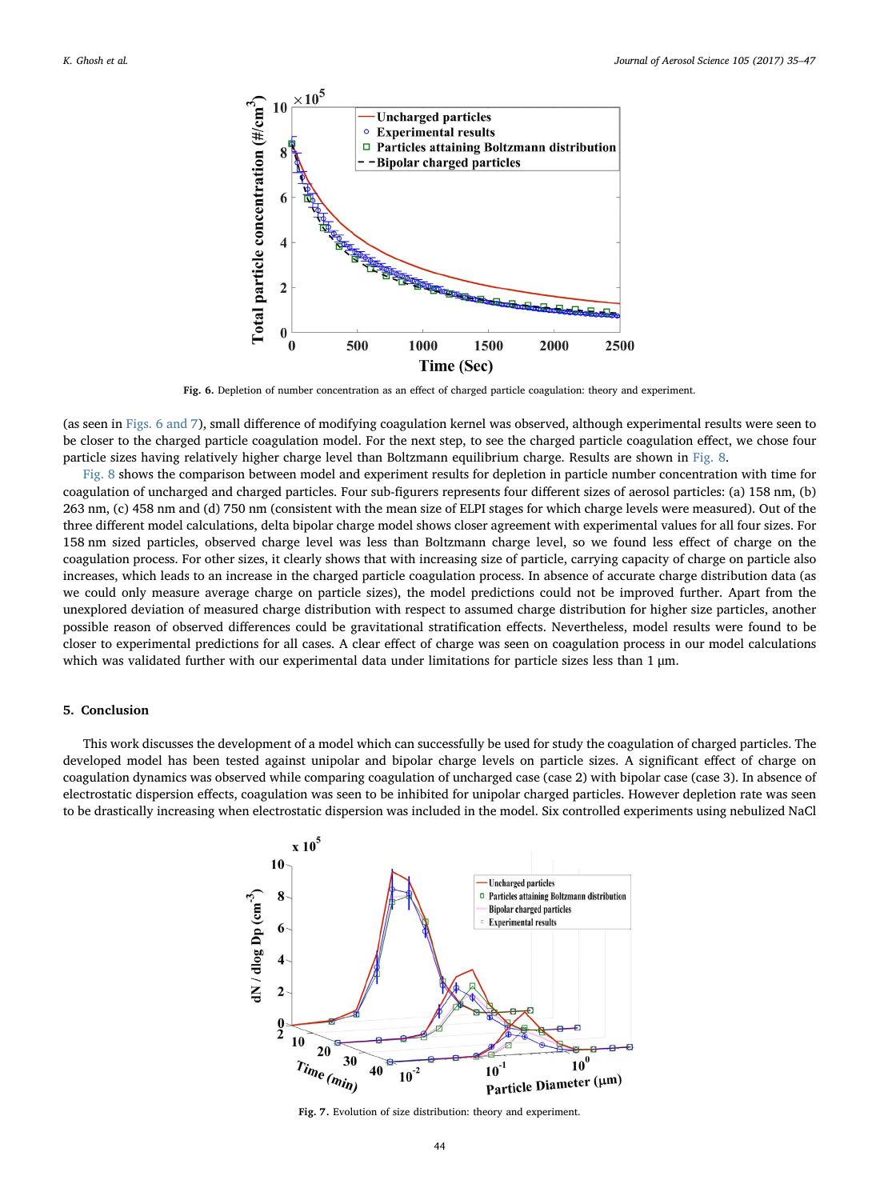Fig. 6. Depletion of number concentration as an effect of charged particle coagulation: theory and experiment.

(as seen in Figs. 6 and 7), small difference of modifying coagulation kernel was observed, although experimental results were seen to be closer to the charged particle coagulation model. For the next step, to see the charged particle coagulation effect, we chose four particle sizes having relatively higher charge level than Boltzmann equilibrium charge. Results are shown in Fig. 8.

Fig. 8 shows the comparison between model and experiment results for depletion in particle number concentration with time for coagulation of uncharged and charged particles. Four sub-figurers represents four different sizes of aerosol particles: (a) 158 nm, (b) 263 nm, (c) 458 nm and (d) 750 nm (consistent with the mean size of ELPI stages for which charge levels were measured). Out of the three different model calculations, delta bipolar charge model shows closer agreement with experimental values for all four sizes. For 158 nm sized particles, observed charge level was less than Boltzmann charge level, so we found less effect of charge on the coagulation process. For other sizes, it clearly shows that with increasing size of particle, carrying capacity of charge on particle also increases, which leads to an increase in the charged particle coagulation process. In absence of accurate charge distribution data (as we could only measure average charge on particle sizes), the model predictions could not be improved further. Apart from the unexplored deviation of measured charge distribution with respect to assumed charge distribution for higher size particles, another possible reason of observed differences could be gravitational stratification effects. Nevertheless, model results were found to be closer to experimental predictions for all cases. A clear effect of charge was seen on coagulation process in our model calculations which was validated further with our experimental data under limitations for particle sizes less than 1 µm.

## 5. Conclusion

This work discusses the development of a model which can successfully be used for study the coagulation of charged particles. The developed model has been tested against unipolar and bipolar charge levels on particle sizes. A significant effect of charge on coagulation dynamics was observed while comparing coagulation of uncharged case (case 2) with bipolar case (case 3). In absence of electrostatic dispersion effects, coagulation was seen to be inhibited for unipolar charged particles. However depletion rate was seen to be drastically increasing when electrostatic dispersion was included in the model. Six controlled experiments using nebulized NaCl

Fig. 7. Evolution of size distribution: theory and experiment.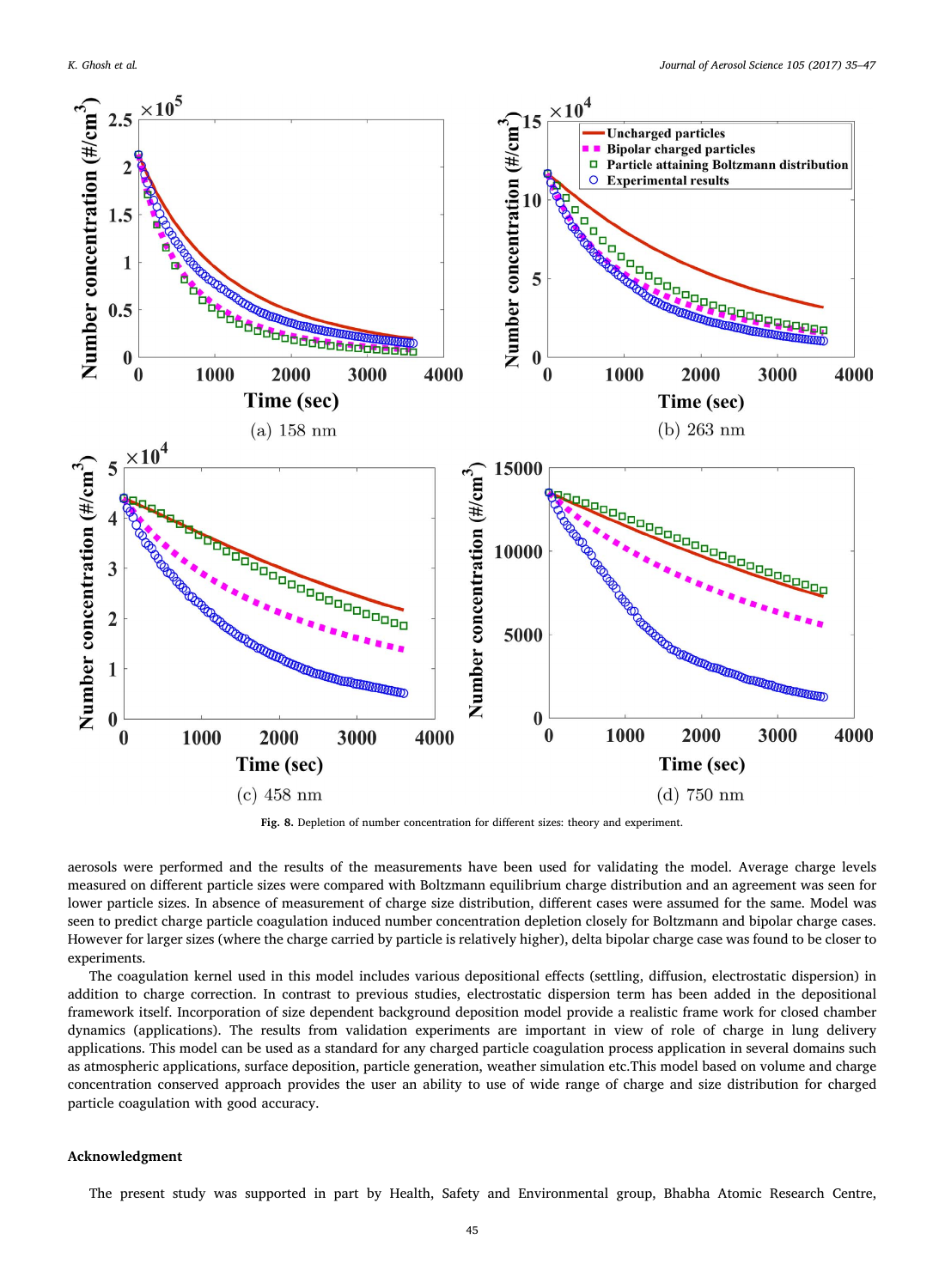Fig. 8. Depletion of number concentration for different sizes: theory and experiment.

aerosols were performed and the results of the measurements have been used for validating the model. Average charge levels measured on different particle sizes were compared with Boltzmann equilibrium charge distribution and an agreement was seen for lower particle sizes. In absence of measurement of charge size distribution, different cases were assumed for the same. Model was seen to predict charge particle coagulation induced number concentration depletion closely for Boltzmann and bipolar charge cases. However for larger sizes (where the charge carried by particle is relatively higher), delta bipolar charge case was found to be closer to experiments.

The coagulation kernel used in this model includes various depositional effects (settling, diffusion, electrostatic dispersion) in addition to charge correction. In contrast to previous studies, electrostatic dispersion term has been added in the depositional framework itself. Incorporation of size dependent background deposition model provide a realistic frame work for closed chamber dynamics (applications). The results from validation experiments are important in view of role of charge in lung delivery applications. This model can be used as a standard for any charged particle coagulation process application in several domains such as atmospheric applications, surface deposition, particle generation, weather simulation etc.This model based on volume and charge concentration conserved approach provides the user an ability to use of wide range of charge and size distribution for charged particle coagulation with good accuracy.

## Acknowledgment

The present study was supported in part by Health, Safety and Environmental group, Bhabha Atomic Research Centre,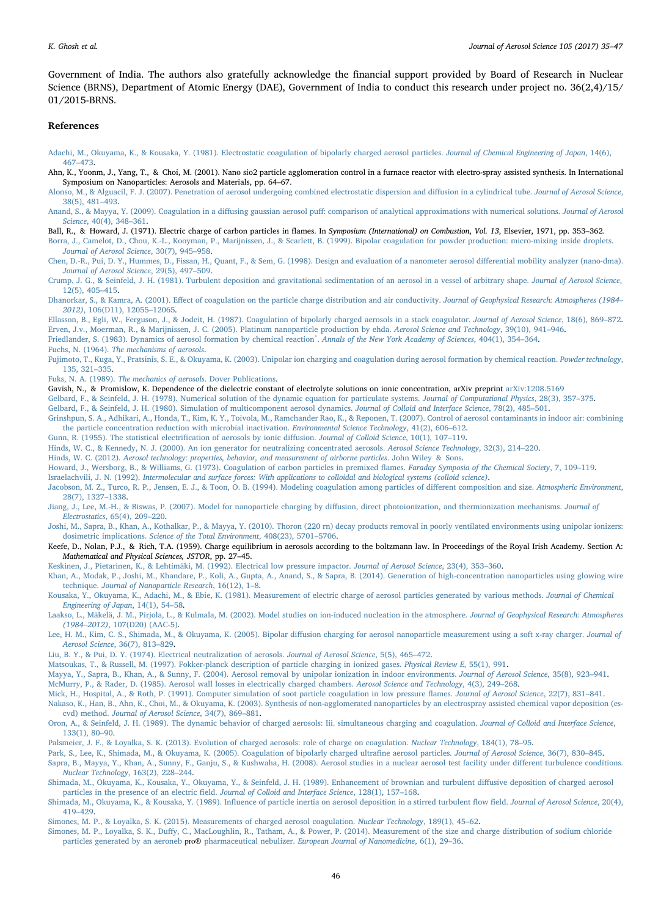Government of India. The authors also gratefully acknowledge the financial support provided by Board of Research in Nuclear Science (BRNS), Department of Atomic Energy (DAE), Government of India to conduct this research under project no. 36(2,4)/15/01/2015-BRNS.

## References

Adachi, M., Okuyama, K., & Kousaka, Y. (1981). Electrostatic coagulation of bipolarly charged aerosol particles. *Journal of Chemical Engineering of Japan*, 14(6), 467–473.

Ahn, K., Yoonm, J., Yang, T., & Choi, M. (2001). Nano sio2 particle agglomeration control in a furnace reactor with electro-spray assisted synthesis. In International Symposium on Nanoparticles: Aerosols and Materials, pp. 64–67.

Alonso, M., & Alguacil, F. J. (2007). Penetration of aerosol undergoing combined electrostatic dispersion and diffusion in a cylindrical tube. *Journal of Aerosol Science*, 38(5), 481–493.

Anand, S., & Mayya, Y. (2009). Coagulation in a diffusing gaussian aerosol puff: comparison of analytical approximations with numerical solutions. *Journal of Aerosol Science*, 40(4), 348–361.

Ball, R., & Howard, J. (1971). Electric charge of carbon particles in flames. In *Symposium (International) on Combustion, Vol. 13*, Elsevier, 1971, pp. 353–362.

Borra, J., Camelot, D., Chou, K.-L., Kooyman, P., Marijnissen, J., & Scarlett, B. (1999). Bipolar coagulation for powder production: micro-mixing inside droplets. *Journal of Aerosol Science*, 30(7), 945–958.

Chen, D.-R., Pui, D. Y., Hummes, D., Fissan, H., Quant, F., & Sem, G. (1998). Design and evaluation of a nanometer aerosol differential mobility analyzer (nano-dma). *Journal of Aerosol Science*, 29(5), 497–509.

Crump, J. G., & Seinfeld, J. H. (1981). Turbulent deposition and gravitational sedimentation of an aerosol in a vessel of arbitrary shape. *Journal of Aerosol Science*, 12(5), 405–415.

Dhanorkar, S., & Kamra, A. (2001). Effect of coagulation on the particle charge distribution and air conductivity. *Journal of Geophysical Research: Atmospheres (1984–2012)*, 106(D11), 12055–12065.

Ellasson, B., Egli, W., Ferguson, J., & Jodeit, H. (1987). Coagulation of bipolarly charged aerosols in a stack coagulator. *Journal of Aerosol Science*, 18(6), 869–872.

Erven, J.v., Moerman, R., & Marijnissen, J. C. (2005). Platinum nanoparticle production by ehda. *Aerosol Science and Technology*, 39(10), 941–946.

Friedlander, S. (1983). Dynamics of aerosol formation by chemical reaction*. *Annals of the New York Academy of Sciences*, 404(1), 354–364.

Fuchs, N. (1964). *The mechanisms of aerosols*.

Fujimoto, T., Kuga, Y., Pratsinis, S. E., & Okuyama, K. (2003). Unipolar ion charging and coagulation during aerosol formation by chemical reaction. *Powder technology*, 135, 321–335.

Fuks, N. A. (1989). *The mechanics of aerosols*. Dover Publications.

Gavish, N., & Promislow, K. Dependence of the dielectric constant of electrolyte solutions on ionic concentration, arXiv preprint arXiv:1208.5169

Gelbard, F., & Seinfeld, J. H. (1978). Numerical solution of the dynamic equation for particulate systems. *Journal of Computational Physics*, 28(3), 357–375.

Gelbard, F., & Seinfeld, J. H. (1980). Simulation of multicomponent aerosol dynamics. *Journal of Colloid and Interface Science*, 78(2), 485–501.

Grinshpun, S. A., Adhikari, A., Honda, T., Kim, K. Y., Toivola, M., Ramchander Rao, K., & Reponen, T. (2007). Control of aerosol contaminants in indoor air: combining the particle concentration reduction with microbial inactivation. *Environmental Science Technology*, 41(2), 606–612.

Gunn, R. (1955). The statistical electrification of aerosols by ionic diffusion. *Journal of Colloid Science*, 10(1), 107–119.

Hinds, W. C., & Kennedy, N. J. (2000). An ion generator for neutralizing concentrated aerosols. *Aerosol Science Technology*, 32(3), 214–220.

Hinds, W. C. (2012). *Aerosol technology: properties, behavior, and measurement of airborne particles*. John Wiley & Sons.

Howard, J., Wersborg, B., & Williams, G. (1973). Coagulation of carbon particles in premixed flames. *Faraday Symposia of the Chemical Society*, 7, 109–119.

Israelachvili, J. N. (1992). *Intermolecular and surface forces: With applications to colloidal and biological systems (colloid science)*.

Jacobson, M. Z., Turco, R. P., Jensen, E. J., & Toon, O. B. (1994). Modeling coagulation among particles of different composition and size. *Atmospheric Environment*, 28(7), 1327–1338.

Jiang, J., Lee, M.-H., & Biswas, P. (2007). Model for nanoparticle charging by diffusion, direct photoionization, and thermionization mechanisms. *Journal of Electrostatics*, 65(4), 209–220.

Joshi, M., Sapra, B., Khan, A., Kothalkar, P., & Mayya, Y. (2010). Thoron (220 rn) decay products removal in poorly ventilated environments using unipolar ionizers: dosimetric implications. *Science of the Total Environment*, 408(23), 5701–5706.

Keefe, D., Nolan, P.J., & Rich, T.A. (1959). Charge equilibrium in aerosols according to the boltzmann law. In Proceedings of the Royal Irish Academy. Section A: *Mathematical and Physical Sciences, JSTOR*, pp. 27–45.

Keskinen, J., Pietarinen, K., & Lehtimäki, M. (1992). Electrical low pressure impactor. *Journal of Aerosol Science*, 23(4), 353–360.

Khan, A., Modak, P., Joshi, M., Khandare, P., Koli, A., Gupta, A., Anand, S., & Sapra, B. (2014). Generation of high-concentration nanoparticles using glowing wire technique. *Journal of Nanoparticle Research*, 16(12), 1–8.

Kousaka, Y., Okuyama, K., Adachi, M., & Ebie, K. (1981). Measurement of electric charge of aerosol particles generated by various methods. *Journal of Chemical Engineering of Japan*, 14(1), 54–58.

Laakso, L., Mäkelä, J. M., Pirjola, L., & Kulmala, M. (2002). Model studies on ion-induced nucleation in the atmosphere. *Journal of Geophysical Research: Atmospheres (1984–2012)*, 107(D20) (AAC-5).

Lee, H. M., Kim, C. S., Shimada, M., & Okuyama, K. (2005). Bipolar diffusion charging for aerosol nanoparticle measurement using a soft x-ray charger. *Journal of Aerosol Science*, 36(7), 813–829.

Liu, B. Y., & Pui, D. Y. (1974). Electrical neutralization of aerosols. *Journal of Aerosol Science*, 5(5), 465–472.

Matsoukas, T., & Russell, M. (1997). Fokker-planck description of particle charging in ionized gases. *Physical Review E*, 55(1), 991.

Mayya, Y., Sapra, B., Khan, A., & Sunny, F. (2004). Aerosol removal by unipolar ionization in indoor environments. *Journal of Aerosol Science*, 35(8), 923–941.

McMurry, P., & Rader, D. (1985). Aerosol wall losses in electrically charged chambers. *Aerosol Science and Technology*, 4(3), 249–268.

Mick, H., Hospital, A., & Roth, P. (1991). Computer simulation of soot particle coagulation in low pressure flames. *Journal of Aerosol Science*, 22(7), 831–841.

Nakaso, K., Han, B., Ahn, K., Choi, M., & Okuyama, K. (2003). Synthesis of non-agglomerated nanoparticles by an electrospray assisted chemical vapor deposition (es-cvd) method. *Journal of Aerosol Science*, 34(7), 869–881.

Oron, A., & Seinfeld, J. H. (1989). The dynamic behavior of charged aerosols: Iii. simultaneous charging and coagulation. *Journal of Colloid and Interface Science*, 133(1), 80–90.

Palsmeier, J. F., & Loyalka, S. K. (2013). Evolution of charged aerosols: role of charge on coagulation. *Nuclear Technology*, 184(1), 78–95.

Park, S., Lee, K., Shimada, M., & Okuyama, K. (2005). Coagulation of bipolarly charged ultrafine aerosol particles. *Journal of Aerosol Science*, 36(7), 830–845.

Sapra, B., Mayya, Y., Khan, A., Sunny, F., Ganju, S., & Kushwaha, H. (2008). Aerosol studies in a nuclear aerosol test facility under different turbulence conditions. *Nuclear Technology*, 163(2), 228–244.

Shimada, M., Okuyama, K., Kousaka, Y., Okuyama, Y., & Seinfeld, J. H. (1989). Enhancement of brownian and turbulent diffusive deposition of charged aerosol particles in the presence of an electric field. *Journal of Colloid and Interface Science*, 128(1), 157–168.

Shimada, M., Okuyama, K., & Kousaka, Y. (1989). Influence of particle inertia on aerosol deposition in a stirred turbulent flow field. *Journal of Aerosol Science*, 20(4), 419–429.

Simones, M. P., & Loyalka, S. K. (2015). Measurements of charged aerosol coagulation. *Nuclear Technology*, 189(1), 45–62.

Simones, M. P., Loyalka, S. K., Duffy, C., MacLoughlin, R., Tatham, A., & Power, P. (2014). Measurement of the size and charge distribution of sodium chloride particles generated by an aeroneb pro® pharmaceutical nebulizer. *European Journal of Nanomedicine*, 6(1), 29–36.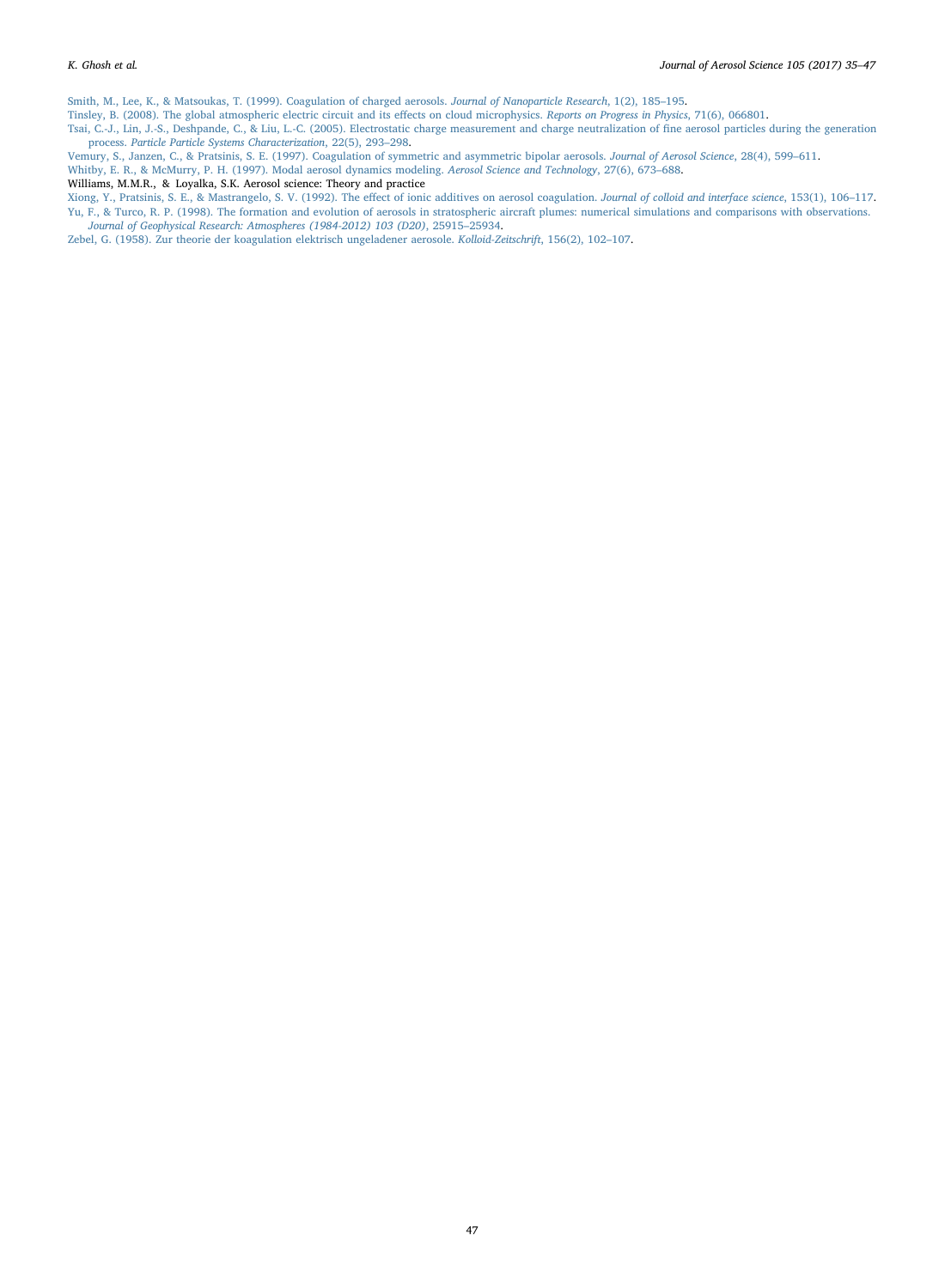Smith, M., Lee, K., & Matsoukas, T. (1999). Coagulation of charged aerosols. *Journal of Nanoparticle Research*, 1(2), 185–195.

Tinsley, B. (2008). The global atmospheric electric circuit and its effects on cloud microphysics. *Reports on Progress in Physics*, 71(6), 066801.

Tsai, C.-J., Lin, J.-S., Deshpande, C., & Liu, L.-C. (2005). Electrostatic charge measurement and charge neutralization of fine aerosol particles during the generation process. *Particle Particle Systems Characterization*, 22(5), 293–298.

Vemury, S., Janzen, C., & Pratsinis, S. E. (1997). Coagulation of symmetric and asymmetric bipolar aerosols. *Journal of Aerosol Science*, 28(4), 599–611.

Whitby, E. R., & McMurry, P. H. (1997). Modal aerosol dynamics modeling. *Aerosol Science and Technology*, 27(6), 673–688.

Williams, M.M.R., & Loyalka, S.K. Aerosol science: Theory and practice

Xiong, Y., Pratsinis, S. E., & Mastrangelo, S. V. (1992). The effect of ionic additives on aerosol coagulation. *Journal of colloid and interface science*, 153(1), 106–117.

Yu, F., & Turco, R. P. (1998). The formation and evolution of aerosols in stratospheric aircraft plumes: numerical simulations and comparisons with observations. *Journal of Geophysical Research: Atmospheres (1984-2012) 103 (D20)*, 25915–25934.

Zebel, G. (1958). Zur theorie der koagulation elektrisch ungeladener aerosole. *Kolloid-Zeitschrift*, 156(2), 102–107.